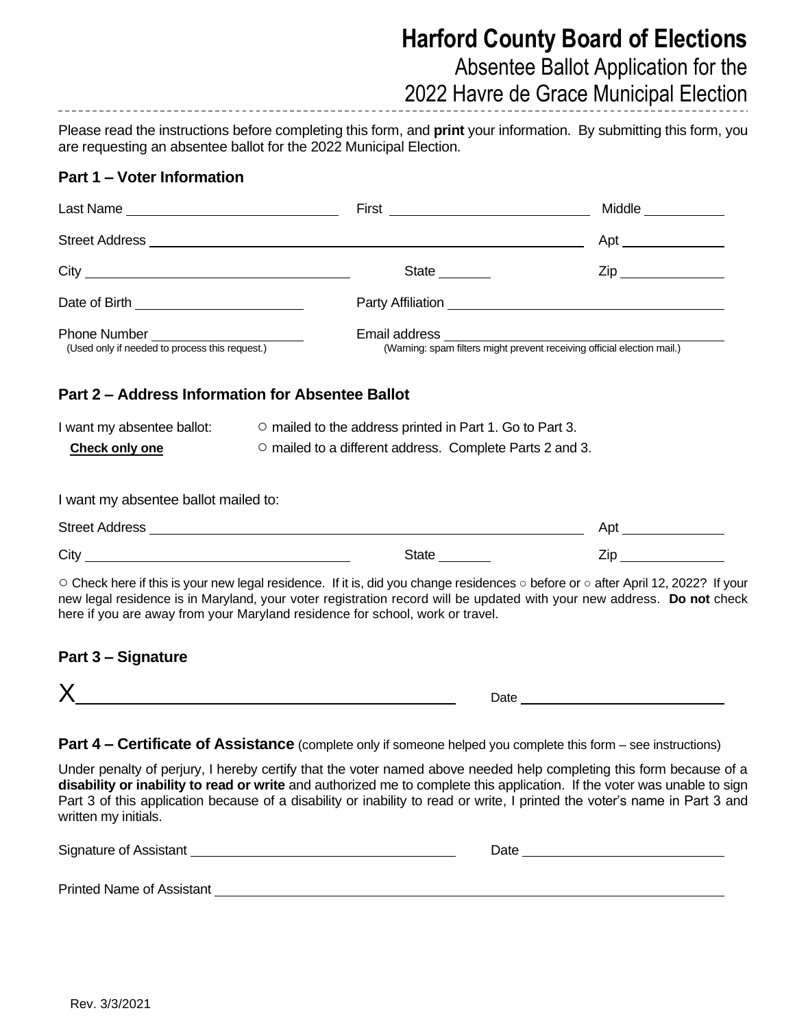# Harford County Board of Elections

## Absentee Ballot Application for the 2022 Havre de Grace Municipal Election

Please read the instructions before completing this form, and **print** your information. By submitting this form, you are requesting an absentee ballot for the 2022 Municipal Election.

### Part 1 – Voter Information

Last Name ____________________ First ____________________ Middle __________

Street Address ________________________________________ Apt __________

City ____________________ State ______ Zip __________

Date of Birth ____________________ Party Affiliation ____________________

Phone Number ____________________
(Used only if needed to process this request.)

Email address ____________________
(Warning: spam filters might prevent receiving official election mail.)

### Part 2 – Address Information for Absentee Ballot

I want my absentee ballot:
**Check only one**

○ mailed to the address printed in Part 1. Go to Part 3.
○ mailed to a different address. Complete Parts 2 and 3.

I want my absentee ballot mailed to:

Street Address ________________________________________ Apt __________

City ____________________ State ______ Zip __________

○ Check here if this is your new legal residence. If it is, did you change residences ○ before or ○ after April 12, 2022? If your new legal residence is in Maryland, your voter registration record will be updated with your new address. **Do not** check here if you are away from your Maryland residence for school, work or travel.

### Part 3 – Signature

X ________________________________________ Date ____________________

### Part 4 – Certificate of Assistance (complete only if someone helped you complete this form – see instructions)

Under penalty of perjury, I hereby certify that the voter named above needed help completing this form because of a **disability or inability to read or write** and authorized me to complete this application. If the voter was unable to sign Part 3 of this application because of a disability or inability to read or write, I printed the voter's name in Part 3 and written my initials.

Signature of Assistant ____________________ Date ____________________

Printed Name of Assistant ________________________________________

Rev. 3/3/2021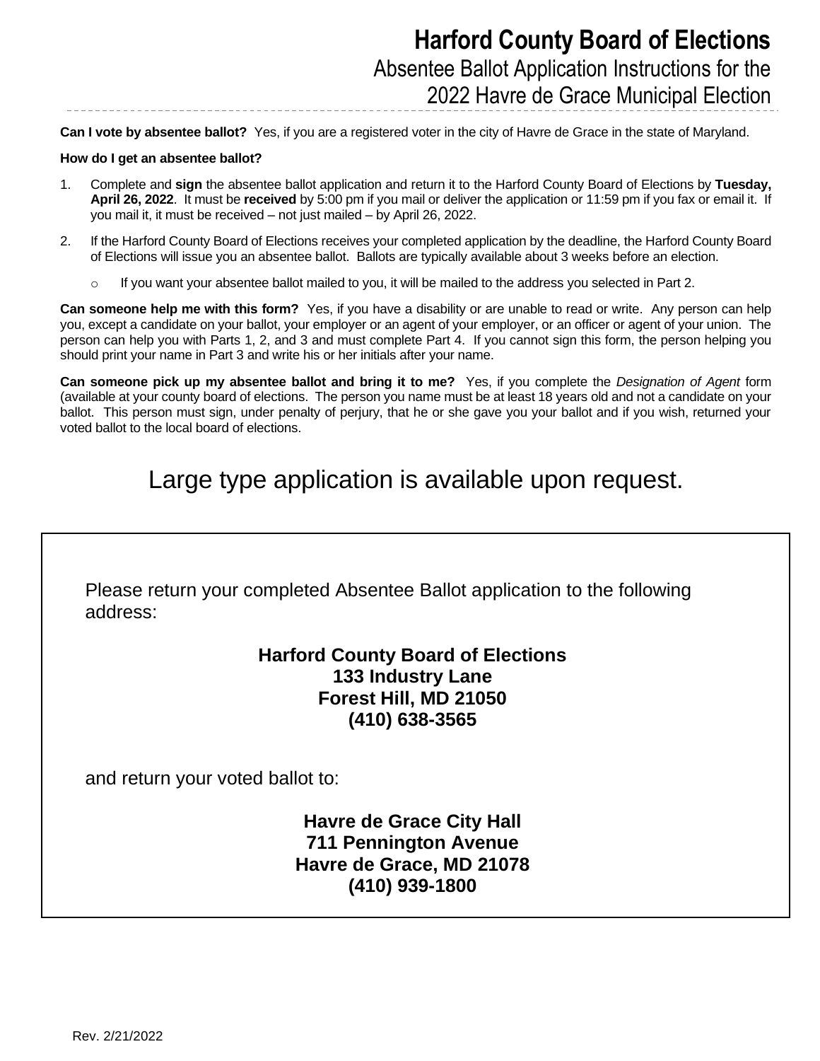# Harford County Board of Elections

## Absentee Ballot Application Instructions for the 2022 Havre de Grace Municipal Election

**Can I vote by absentee ballot?** Yes, if you are a registered voter in the city of Havre de Grace in the state of Maryland.

**How do I get an absentee ballot?**

1. Complete and **sign** the absentee ballot application and return it to the Harford County Board of Elections by **Tuesday, April 26, 2022**. It must be **received** by 5:00 pm if you mail or deliver the application or 11:59 pm if you fax or email it. If you mail it, it must be received – not just mailed – by April 26, 2022.
2. If the Harford County Board of Elections receives your completed application by the deadline, the Harford County Board of Elections will issue you an absentee ballot. Ballots are typically available about 3 weeks before an election.
   - If you want your absentee ballot mailed to you, it will be mailed to the address you selected in Part 2.

**Can someone help me with this form?** Yes, if you have a disability or are unable to read or write. Any person can help you, except a candidate on your ballot, your employer or an agent of your employer, or an officer or agent of your union. The person can help you with Parts 1, 2, and 3 and must complete Part 4. If you cannot sign this form, the person helping you should print your name in Part 3 and write his or her initials after your name.

**Can someone pick up my absentee ballot and bring it to me?** Yes, if you complete the *Designation of Agent* form (available at your county board of elections. The person you name must be at least 18 years old and not a candidate on your ballot. This person must sign, under penalty of perjury, that he or she gave you your ballot and if you wish, returned your voted ballot to the local board of elections.

Large type application is available upon request.

Please return your completed Absentee Ballot application to the following address:

**Harford County Board of Elections**
**133 Industry Lane**
**Forest Hill, MD 21050**
**(410) 638-3565**

and return your voted ballot to:

**Havre de Grace City Hall**
**711 Pennington Avenue**
**Havre de Grace, MD 21078**
**(410) 939-1800**

Rev. 2/21/2022